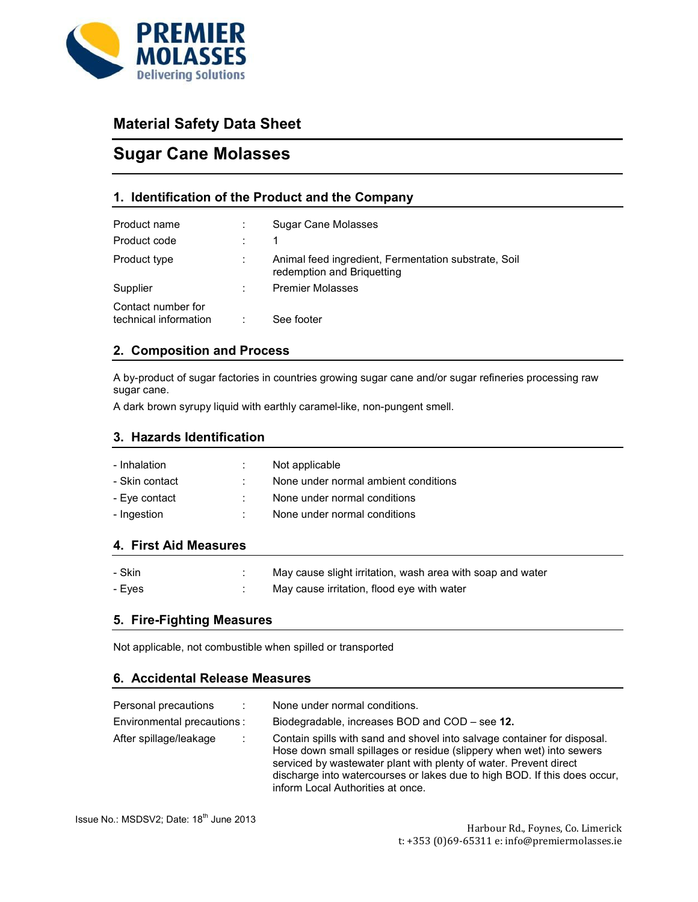PREMIER MOLASSES
Delivering Solutions

## Material Safety Data Sheet

# Sugar Cane Molasses

## 1. Identification of the Product and the Company

| | | |
|---|---|---|
| Product name | : | Sugar Cane Molasses |
| Product code | : | 1 |
| Product type | : | Animal feed ingredient, Fermentation substrate, Soil redemption and Briquetting |
| Supplier | : | Premier Molasses |
| Contact number for technical information | : | See footer |

## 2. Composition and Process

A by-product of sugar factories in countries growing sugar cane and/or sugar refineries processing raw sugar cane.

A dark brown syrupy liquid with earthly caramel-like, non-pungent smell.

## 3. Hazards Identification

| | | |
|---|---|---|
| - Inhalation | : | Not applicable |
| - Skin contact | : | None under normal ambient conditions |
| - Eye contact | : | None under normal conditions |
| - Ingestion | : | None under normal conditions |

## 4. First Aid Measures

| | | |
|---|---|---|
| - Skin | : | May cause slight irritation, wash area with soap and water |
| - Eyes | : | May cause irritation, flood eye with water |

## 5. Fire-Fighting Measures

Not applicable, not combustible when spilled or transported

## 6. Accidental Release Measures

| | | |
|---|---|---|
| Personal precautions | : | None under normal conditions. |
| Environmental precautions | : | Biodegradable, increases BOD and COD – see **12.** |
| After spillage/leakage | : | Contain spills with sand and shovel into salvage container for disposal. Hose down small spillages or residue (slippery when wet) into sewers serviced by wastewater plant with plenty of water. Prevent direct discharge into watercourses or lakes due to high BOD. If this does occur, inform Local Authorities at once. |

Issue No.: MSDSV2; Date: 18th June 2013

Harbour Rd., Foynes, Co. Limerick
t: +353 (0)69-65311 e: info@premiermolasses.ie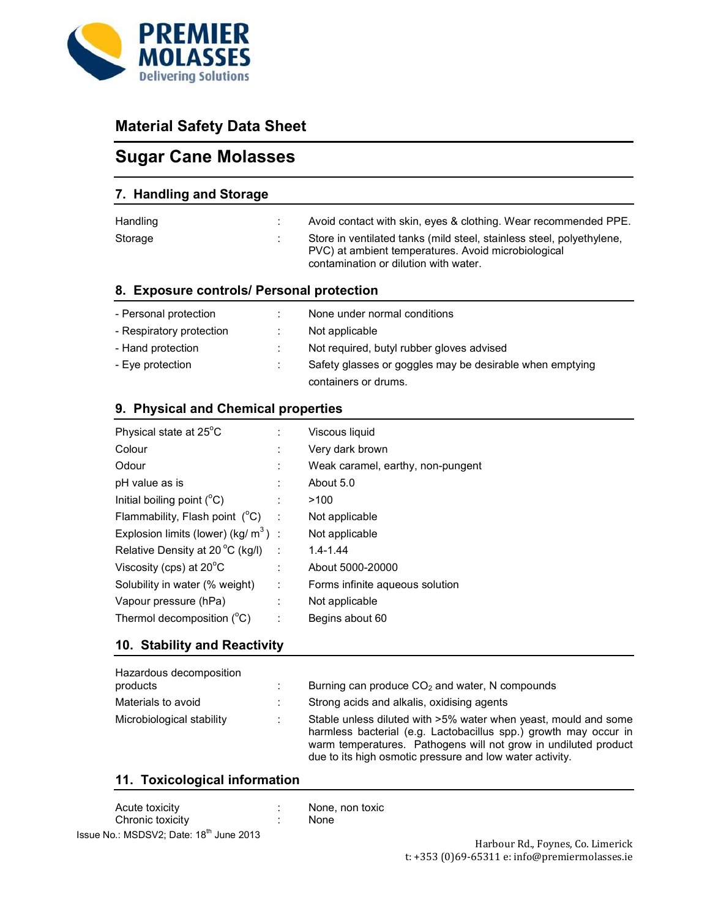# Material Safety Data Sheet

## Sugar Cane Molasses

### 7. Handling and Storage

| | | |
|---|---|---|
| Handling | : | Avoid contact with skin, eyes & clothing. Wear recommended PPE. |
| Storage | : | Store in ventilated tanks (mild steel, stainless steel, polyethylene, PVC) at ambient temperatures. Avoid microbiological contamination or dilution with water. |

### 8. Exposure controls/ Personal protection

| | | |
|---|---|---|
| - Personal protection | : | None under normal conditions |
| - Respiratory protection | : | Not applicable |
| - Hand protection | : | Not required, butyl rubber gloves advised |
| - Eye protection | : | Safety glasses or goggles may be desirable when emptying containers or drums. |

### 9. Physical and Chemical properties

| | | |
|---|---|---|
| Physical state at 25°C | : | Viscous liquid |
| Colour | : | Very dark brown |
| Odour | : | Weak caramel, earthy, non-pungent |
| pH value as is | : | About 5.0 |
| Initial boiling point (°C) | : | >100 |
| Flammability, Flash point (°C) | : | Not applicable |
| Explosion limits (lower) (kg/ $m^3$ ) | : | Not applicable |
| Relative Density at 20 °C (kg/l) | : | 1.4-1.44 |
| Viscosity (cps) at 20°C | : | About 5000-20000 |
| Solubility in water (% weight) | : | Forms infinite aqueous solution |
| Vapour pressure (hPa) | : | Not applicable |
| Thermol decomposition (°C) | : | Begins about 60 |

### 10. Stability and Reactivity

| | | |
|---|---|---|
| Hazardous decomposition products | : | Burning can produce $CO_2$ and water, N compounds |
| Materials to avoid | : | Strong acids and alkalis, oxidising agents |
| Microbiological stability | : | Stable unless diluted with >5% water when yeast, mould and some harmless bacterial (e.g. Lactobacillus spp.) growth may occur in warm temperatures. Pathogens will not grow in undiluted product due to its high osmotic pressure and low water activity. |

### 11. Toxicological information

| | | |
|---|---|---|
| Acute toxicity | : | None, non toxic |
| Chronic toxicity | : | None |

Issue No.: MSDSV2; Date: 18th June 2013

Harbour Rd., Foynes, Co. Limerick
t: +353 (0)69-65311 e: info@premiermolasses.ie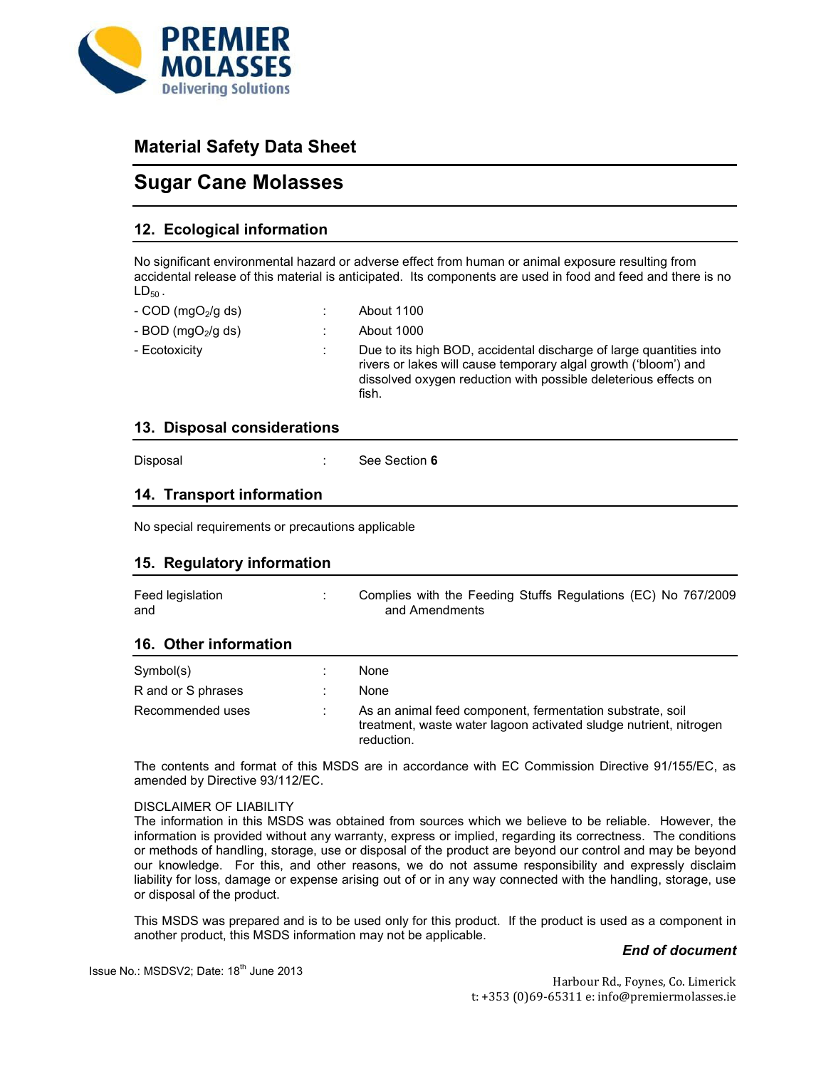## Material Safety Data Sheet

# Sugar Cane Molasses

## 12. Ecological information

No significant environmental hazard or adverse effect from human or animal exposure resulting from accidental release of this material is anticipated. Its components are used in food and feed and there is no $LD_{50}$ .

| | | |
|---|---|---|
| - COD ($mgO_2$/g ds) | : | About 1100 |
| - BOD ($mgO_2$/g ds) | : | About 1000 |
| - Ecotoxicity | : | Due to its high BOD, accidental discharge of large quantities into rivers or lakes will cause temporary algal growth ('bloom') and dissolved oxygen reduction with possible deleterious effects on fish. |

## 13. Disposal considerations

| | | |
|---|---|---|
| Disposal | : | See Section **6** |

## 14. Transport information

No special requirements or precautions applicable

## 15. Regulatory information

| | | |
|---|---|---|
| Feed legislation and | : | Complies with the Feeding Stuffs Regulations (EC) No 767/2009 and Amendments |

## 16. Other information

| | | |
|---|---|---|
| Symbol(s) | : | None |
| R and or S phrases | : | None |
| Recommended uses | : | As an animal feed component, fermentation substrate, soil treatment, waste water lagoon activated sludge nutrient, nitrogen reduction. |

The contents and format of this MSDS are in accordance with EC Commission Directive 91/155/EC, as amended by Directive 93/112/EC.

DISCLAIMER OF LIABILITY
The information in this MSDS was obtained from sources which we believe to be reliable. However, the information is provided without any warranty, express or implied, regarding its correctness. The conditions or methods of handling, storage, use or disposal of the product are beyond our control and may be beyond our knowledge. For this, and other reasons, we do not assume responsibility and expressly disclaim liability for loss, damage or expense arising out of or in any way connected with the handling, storage, use or disposal of the product.

This MSDS was prepared and is to be used only for this product. If the product is used as a component in another product, this MSDS information may not be applicable.

***End of document***

Issue No.: MSDSV2; Date: 18th June 2013

Harbour Rd., Foynes, Co. Limerick
t: +353 (0)69-65311 e: info@premiermolasses.ie